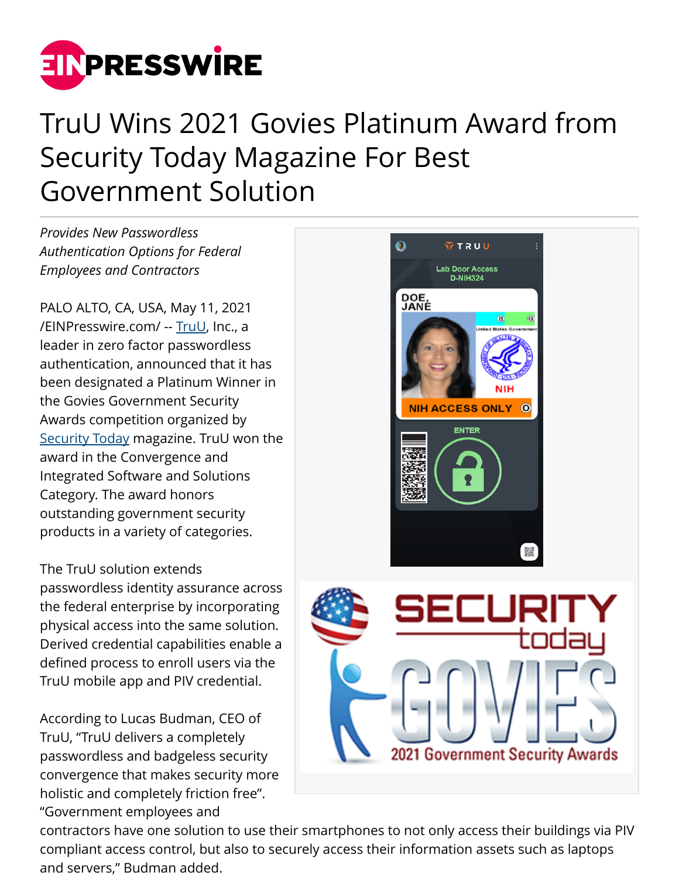# TruU Wins 2021 Govies Platinum Award from Security Today Magazine For Best Government Solution

*Provides New Passwordless Authentication Options for Federal Employees and Contractors*

PALO ALTO, CA, USA, May 11, 2021 /EINPresswire.com/ -- TruU, Inc., a leader in zero factor passwordless authentication, announced that it has been designated a Platinum Winner in the Govies Government Security Awards competition organized by Security Today magazine. TruU won the award in the Convergence and Integrated Software and Solutions Category. The award honors outstanding government security products in a variety of categories.

The TruU solution extends passwordless identity assurance across the federal enterprise by incorporating physical access into the same solution. Derived credential capabilities enable a defined process to enroll users via the TruU mobile app and PIV credential.

According to Lucas Budman, CEO of TruU, “TruU delivers a completely passwordless and badgeless security convergence that makes security more holistic and completely friction free”. “Government employees and contractors have one solution to use their smartphones to not only access their buildings via PIV compliant access control, but also to securely access their information assets such as laptops and servers,” Budman added.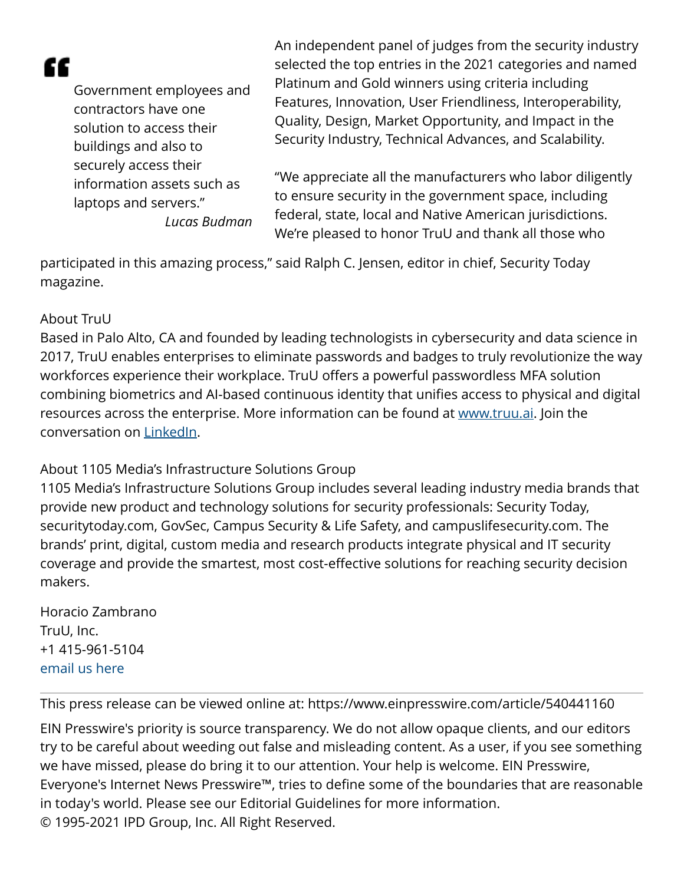> “Government employees and contractors have one solution to access their buildings and also to securely access their information assets such as laptops and servers.”
>
> *Lucas Budman*

An independent panel of judges from the security industry selected the top entries in the 2021 categories and named Platinum and Gold winners using criteria including Features, Innovation, User Friendliness, Interoperability, Quality, Design, Market Opportunity, and Impact in the Security Industry, Technical Advances, and Scalability.

“We appreciate all the manufacturers who labor diligently to ensure security in the government space, including federal, state, local and Native American jurisdictions. We’re pleased to honor TruU and thank all those who participated in this amazing process,” said Ralph C. Jensen, editor in chief, Security Today magazine.

About TruU
Based in Palo Alto, CA and founded by leading technologists in cybersecurity and data science in 2017, TruU enables enterprises to eliminate passwords and badges to truly revolutionize the way workforces experience their workplace. TruU offers a powerful passwordless MFA solution combining biometrics and AI-based continuous identity that unifies access to physical and digital resources across the enterprise. More information can be found at [www.truu.ai](www.truu.ai). Join the conversation on [LinkedIn]().

About 1105 Media’s Infrastructure Solutions Group
1105 Media’s Infrastructure Solutions Group includes several leading industry media brands that provide new product and technology solutions for security professionals: Security Today, securitytoday.com, GovSec, Campus Security & Life Safety, and campuslifesecurity.com. The brands’ print, digital, custom media and research products integrate physical and IT security coverage and provide the smartest, most cost-effective solutions for reaching security decision makers.

Horacio Zambrano
TruU, Inc.
+1 415-961-5104
email us here

---

This press release can be viewed online at: https://www.einpresswire.com/article/540441160

EIN Presswire's priority is source transparency. We do not allow opaque clients, and our editors try to be careful about weeding out false and misleading content. As a user, if you see something we have missed, please do bring it to our attention. Your help is welcome. EIN Presswire, Everyone's Internet News Presswire™, tries to define some of the boundaries that are reasonable in today's world. Please see our Editorial Guidelines for more information.
© 1995-2021 IPD Group, Inc. All Right Reserved.